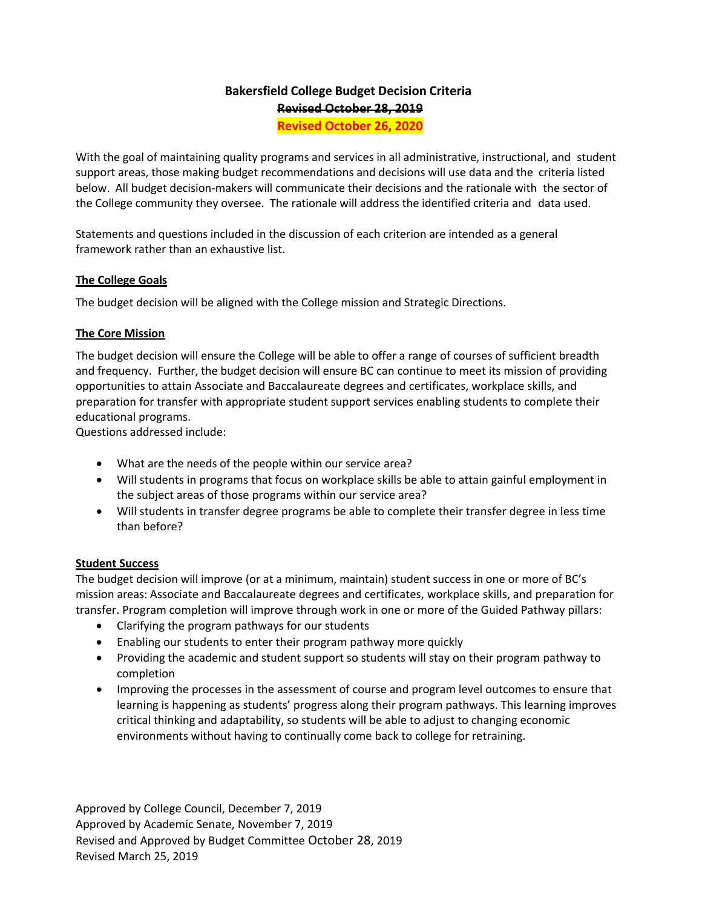# Bakersfield College Budget Decision Criteria

~~**Revised October 28, 2019**~~

**Revised October 26, 2020**

With the goal of maintaining quality programs and services in all administrative, instructional, and student support areas, those making budget recommendations and decisions will use data and the criteria listed below. All budget decision-makers will communicate their decisions and the rationale with the sector of the College community they oversee. The rationale will address the identified criteria and data used.

Statements and questions included in the discussion of each criterion are intended as a general framework rather than an exhaustive list.

## The College Goals

The budget decision will be aligned with the College mission and Strategic Directions.

## The Core Mission

The budget decision will ensure the College will be able to offer a range of courses of sufficient breadth and frequency. Further, the budget decision will ensure BC can continue to meet its mission of providing opportunities to attain Associate and Baccalaureate degrees and certificates, workplace skills, and preparation for transfer with appropriate student support services enabling students to complete their educational programs.

Questions addressed include:

- What are the needs of the people within our service area?
- Will students in programs that focus on workplace skills be able to attain gainful employment in the subject areas of those programs within our service area?
- Will students in transfer degree programs be able to complete their transfer degree in less time than before?

## Student Success

The budget decision will improve (or at a minimum, maintain) student success in one or more of BC's mission areas: Associate and Baccalaureate degrees and certificates, workplace skills, and preparation for transfer. Program completion will improve through work in one or more of the Guided Pathway pillars:

- Clarifying the program pathways for our students
- Enabling our students to enter their program pathway more quickly
- Providing the academic and student support so students will stay on their program pathway to completion
- Improving the processes in the assessment of course and program level outcomes to ensure that learning is happening as students' progress along their program pathways. This learning improves critical thinking and adaptability, so students will be able to adjust to changing economic environments without having to continually come back to college for retraining.

Approved by College Council, December 7, 2019

Approved by Academic Senate, November 7, 2019

Revised and Approved by Budget Committee October 28, 2019

Revised March 25, 2019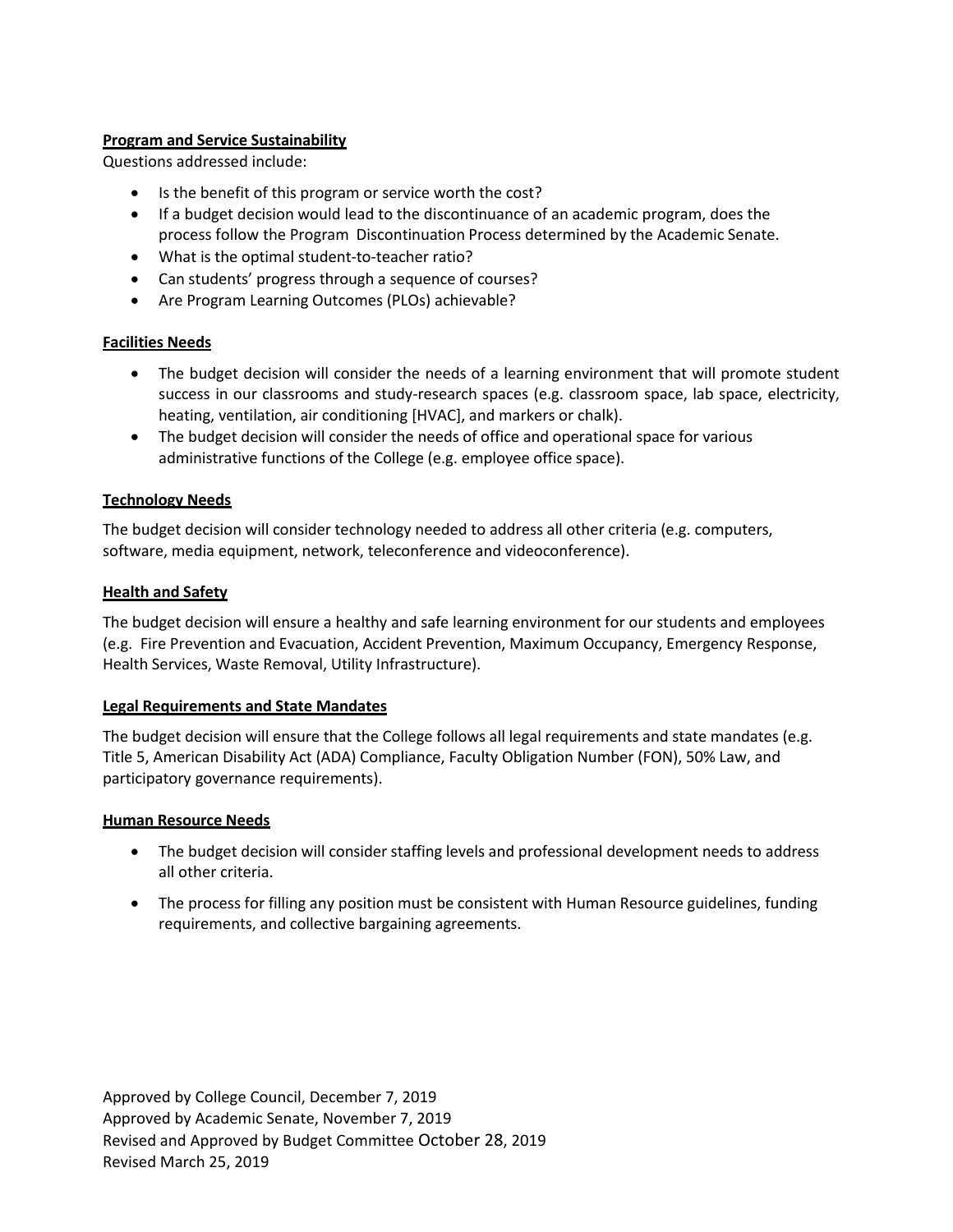**Program and Service Sustainability**

Questions addressed include:

- Is the benefit of this program or service worth the cost?
- If a budget decision would lead to the discontinuance of an academic program, does the process follow the Program Discontinuation Process determined by the Academic Senate.
- What is the optimal student-to-teacher ratio?
- Can students' progress through a sequence of courses?
- Are Program Learning Outcomes (PLOs) achievable?

**Facilities Needs**

- The budget decision will consider the needs of a learning environment that will promote student success in our classrooms and study-research spaces (e.g. classroom space, lab space, electricity, heating, ventilation, air conditioning [HVAC], and markers or chalk).
- The budget decision will consider the needs of office and operational space for various administrative functions of the College (e.g. employee office space).

**Technology Needs**

The budget decision will consider technology needed to address all other criteria (e.g. computers, software, media equipment, network, teleconference and videoconference).

**Health and Safety**

The budget decision will ensure a healthy and safe learning environment for our students and employees (e.g. Fire Prevention and Evacuation, Accident Prevention, Maximum Occupancy, Emergency Response, Health Services, Waste Removal, Utility Infrastructure).

**Legal Requirements and State Mandates**

The budget decision will ensure that the College follows all legal requirements and state mandates (e.g. Title 5, American Disability Act (ADA) Compliance, Faculty Obligation Number (FON), 50% Law, and participatory governance requirements).

**Human Resource Needs**

- The budget decision will consider staffing levels and professional development needs to address all other criteria.
- The process for filling any position must be consistent with Human Resource guidelines, funding requirements, and collective bargaining agreements.

Approved by College Council, December 7, 2019
Approved by Academic Senate, November 7, 2019
Revised and Approved by Budget Committee October 28, 2019
Revised March 25, 2019